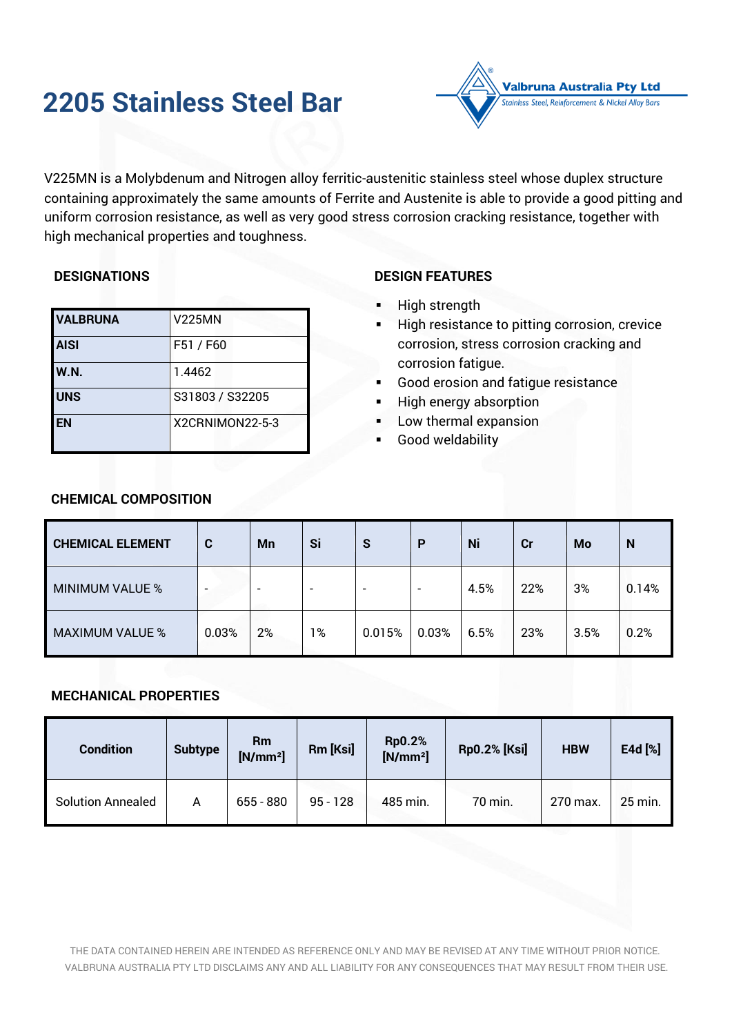# 2205 Stainless Steel Bar

Valbruna Australia Pty Ltd
Stainless Steel, Reinforcement & Nickel Alloy Bars

V225MN is a Molybdenum and Nitrogen alloy ferritic-austenitic stainless steel whose duplex structure containing approximately the same amounts of Ferrite and Austenite is able to provide a good pitting and uniform corrosion resistance, as well as very good stress corrosion cracking resistance, together with high mechanical properties and toughness.

## DESIGNATIONS

| VALBRUNA | V225MN |
|---|---|
| AISI | F51 / F60 |
| W.N. | 1.4462 |
| UNS | S31803 / S32205 |
| EN | X2CRNIMON22-5-3 |

## DESIGN FEATURES

- High strength
- High resistance to pitting corrosion, crevice corrosion, stress corrosion cracking and corrosion fatigue.
- Good erosion and fatigue resistance
- High energy absorption
- Low thermal expansion
- Good weldability

## CHEMICAL COMPOSITION

| CHEMICAL ELEMENT | C | Mn | Si | S | P | Ni | Cr | Mo | N |
|---|---|---|---|---|---|---|---|---|---|
| MINIMUM VALUE % | - | - | - | - | - | 4.5% | 22% | 3% | 0.14% |
| MAXIMUM VALUE % | 0.03% | 2% | 1% | 0.015% | 0.03% | 6.5% | 23% | 3.5% | 0.2% |

## MECHANICAL PROPERTIES

| Condition | Subtype | Rm [N/mm²] | Rm [Ksi] | Rp0.2% [N/mm²] | Rp0.2% [Ksi] | HBW | E4d [%] |
|---|---|---|---|---|---|---|---|
| Solution Annealed | A | 655 - 880 | 95 - 128 | 485 min. | 70 min. | 270 max. | 25 min. |

THE DATA CONTAINED HEREIN ARE INTENDED AS REFERENCE ONLY AND MAY BE REVISED AT ANY TIME WITHOUT PRIOR NOTICE. VALBRUNA AUSTRALIA PTY LTD DISCLAIMS ANY AND ALL LIABILITY FOR ANY CONSEQUENCES THAT MAY RESULT FROM THEIR USE.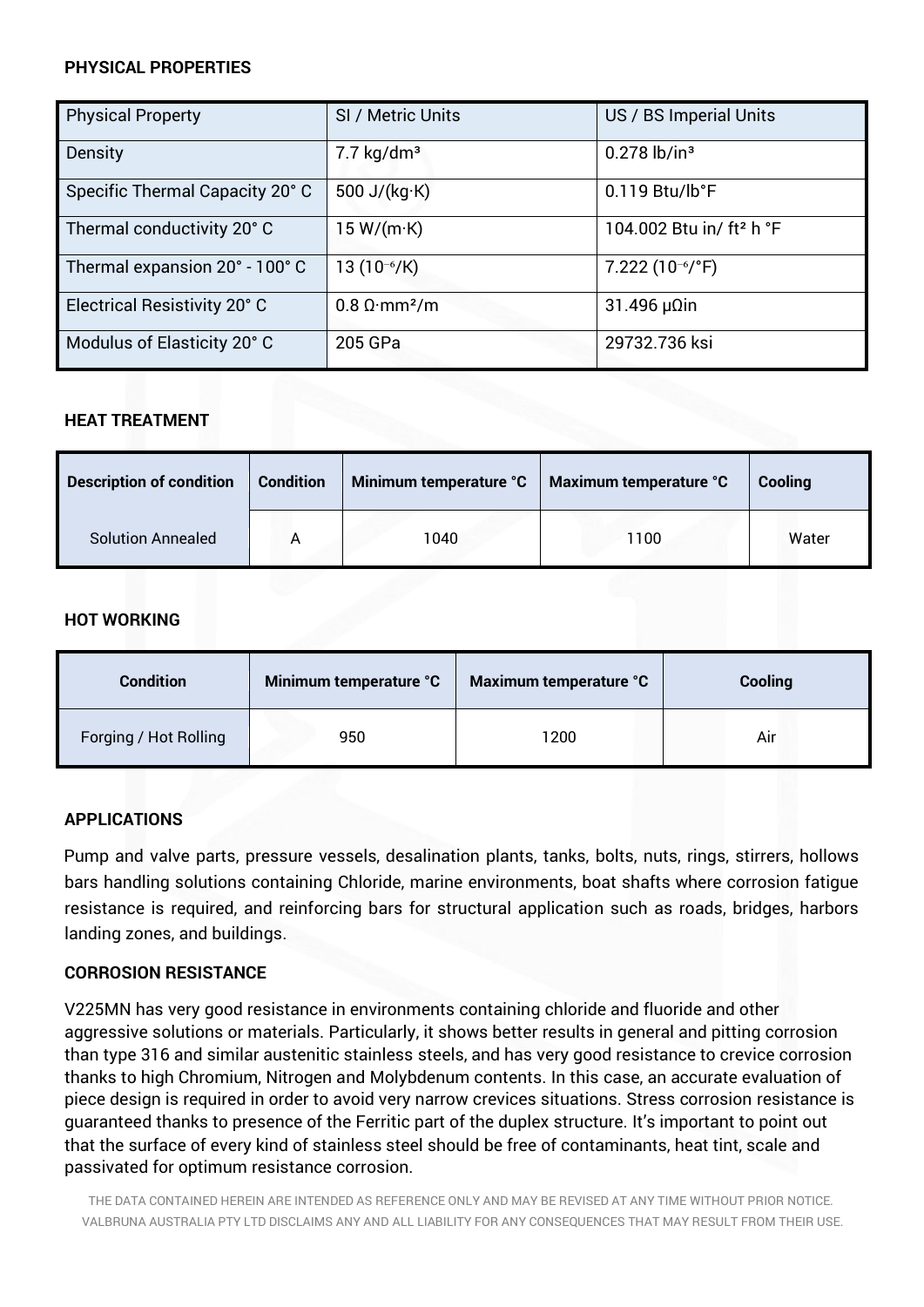**PHYSICAL PROPERTIES**

| Physical Property | SI / Metric Units | US / BS Imperial Units |
|---|---|---|
| Density | 7.7 kg/dm³ | 0.278 lb/in³ |
| Specific Thermal Capacity 20° C | 500 J/(kg·K) | 0.119 Btu/lb°F |
| Thermal conductivity 20° C | 15 W/(m·K) | 104.002 Btu in/ ft² h °F |
| Thermal expansion 20° - 100° C | 13 ($10^{-6}$/K) | 7.222 ($10^{-6}$/°F) |
| Electrical Resistivity 20° C | 0.8 Ω·mm²/m | 31.496 µΩin |
| Modulus of Elasticity 20° C | 205 GPa | 29732.736 ksi |

**HEAT TREATMENT**

| Description of condition | Condition | Minimum temperature °C | Maximum temperature °C | Cooling |
|---|---|---|---|---|
| Solution Annealed | A | 1040 | 1100 | Water |

**HOT WORKING**

| Condition | Minimum temperature °C | Maximum temperature °C | Cooling |
|---|---|---|---|
| Forging / Hot Rolling | 950 | 1200 | Air |

**APPLICATIONS**

Pump and valve parts, pressure vessels, desalination plants, tanks, bolts, nuts, rings, stirrers, hollows bars handling solutions containing Chloride, marine environments, boat shafts where corrosion fatigue resistance is required, and reinforcing bars for structural application such as roads, bridges, harbors landing zones, and buildings.

**CORROSION RESISTANCE**

V225MN has very good resistance in environments containing chloride and fluoride and other aggressive solutions or materials. Particularly, it shows better results in general and pitting corrosion than type 316 and similar austenitic stainless steels, and has very good resistance to crevice corrosion thanks to high Chromium, Nitrogen and Molybdenum contents. In this case, an accurate evaluation of piece design is required in order to avoid very narrow crevices situations. Stress corrosion resistance is guaranteed thanks to presence of the Ferritic part of the duplex structure. It's important to point out that the surface of every kind of stainless steel should be free of contaminants, heat tint, scale and passivated for optimum resistance corrosion.

THE DATA CONTAINED HEREIN ARE INTENDED AS REFERENCE ONLY AND MAY BE REVISED AT ANY TIME WITHOUT PRIOR NOTICE. VALBRUNA AUSTRALIA PTY LTD DISCLAIMS ANY AND ALL LIABILITY FOR ANY CONSEQUENCES THAT MAY RESULT FROM THEIR USE.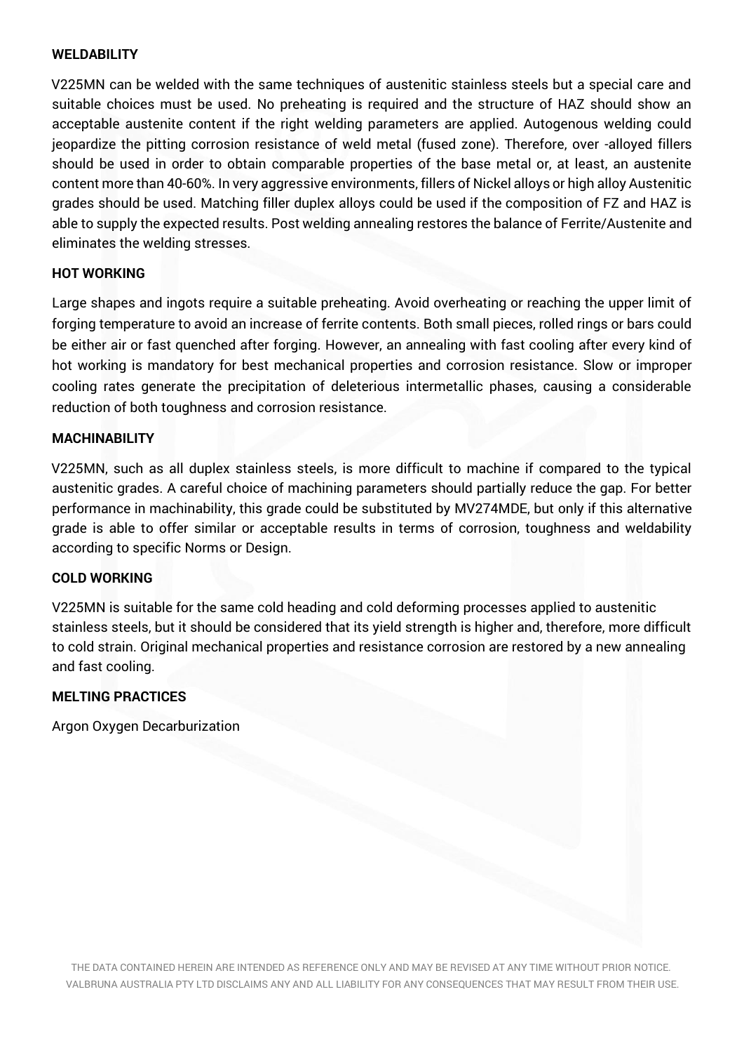## WELDABILITY

V225MN can be welded with the same techniques of austenitic stainless steels but a special care and suitable choices must be used. No preheating is required and the structure of HAZ should show an acceptable austenite content if the right welding parameters are applied. Autogenous welding could jeopardize the pitting corrosion resistance of weld metal (fused zone). Therefore, over -alloyed fillers should be used in order to obtain comparable properties of the base metal or, at least, an austenite content more than 40-60%. In very aggressive environments, fillers of Nickel alloys or high alloy Austenitic grades should be used. Matching filler duplex alloys could be used if the composition of FZ and HAZ is able to supply the expected results. Post welding annealing restores the balance of Ferrite/Austenite and eliminates the welding stresses.

## HOT WORKING

Large shapes and ingots require a suitable preheating. Avoid overheating or reaching the upper limit of forging temperature to avoid an increase of ferrite contents. Both small pieces, rolled rings or bars could be either air or fast quenched after forging. However, an annealing with fast cooling after every kind of hot working is mandatory for best mechanical properties and corrosion resistance. Slow or improper cooling rates generate the precipitation of deleterious intermetallic phases, causing a considerable reduction of both toughness and corrosion resistance.

## MACHINABILITY

V225MN, such as all duplex stainless steels, is more difficult to machine if compared to the typical austenitic grades. A careful choice of machining parameters should partially reduce the gap. For better performance in machinability, this grade could be substituted by MV274MDE, but only if this alternative grade is able to offer similar or acceptable results in terms of corrosion, toughness and weldability according to specific Norms or Design.

## COLD WORKING

V225MN is suitable for the same cold heading and cold deforming processes applied to austenitic stainless steels, but it should be considered that its yield strength is higher and, therefore, more difficult to cold strain. Original mechanical properties and resistance corrosion are restored by a new annealing and fast cooling.

## MELTING PRACTICES

Argon Oxygen Decarburization

THE DATA CONTAINED HEREIN ARE INTENDED AS REFERENCE ONLY AND MAY BE REVISED AT ANY TIME WITHOUT PRIOR NOTICE. VALBRUNA AUSTRALIA PTY LTD DISCLAIMS ANY AND ALL LIABILITY FOR ANY CONSEQUENCES THAT MAY RESULT FROM THEIR USE.